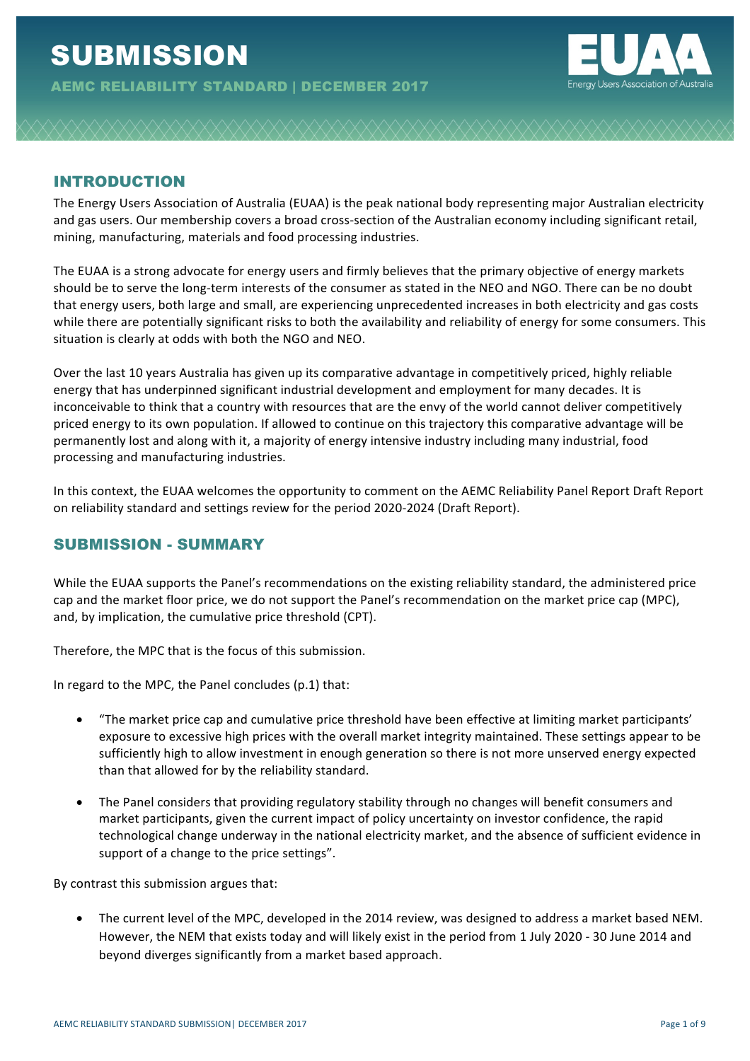# SUBMISSION

**AEMC RELIABILITY STANDARD | DECEMBER 2017**

## INTRODUCTION

The Energy Users Association of Australia (EUAA) is the peak national body representing major Australian electricity and gas users. Our membership covers a broad cross-section of the Australian economy including significant retail, mining, manufacturing, materials and food processing industries.

The EUAA is a strong advocate for energy users and firmly believes that the primary objective of energy markets should be to serve the long-term interests of the consumer as stated in the NEO and NGO. There can be no doubt that energy users, both large and small, are experiencing unprecedented increases in both electricity and gas costs while there are potentially significant risks to both the availability and reliability of energy for some consumers. This situation is clearly at odds with both the NGO and NEO.

Over the last 10 years Australia has given up its comparative advantage in competitively priced, highly reliable energy that has underpinned significant industrial development and employment for many decades. It is inconceivable to think that a country with resources that are the envy of the world cannot deliver competitively priced energy to its own population. If allowed to continue on this trajectory this comparative advantage will be permanently lost and along with it, a majority of energy intensive industry including many industrial, food processing and manufacturing industries.

In this context, the EUAA welcomes the opportunity to comment on the AEMC Reliability Panel Report Draft Report on reliability standard and settings review for the period 2020-2024 (Draft Report).

## SUBMISSION - SUMMARY

While the EUAA supports the Panel's recommendations on the existing reliability standard, the administered price cap and the market floor price, we do not support the Panel's recommendation on the market price cap (MPC), and, by implication, the cumulative price threshold (CPT).

Therefore, the MPC that is the focus of this submission.

In regard to the MPC, the Panel concludes (p.1) that:

- "The market price cap and cumulative price threshold have been effective at limiting market participants' exposure to excessive high prices with the overall market integrity maintained. These settings appear to be sufficiently high to allow investment in enough generation so there is not more unserved energy expected than that allowed for by the reliability standard.
- The Panel considers that providing regulatory stability through no changes will benefit consumers and market participants, given the current impact of policy uncertainty on investor confidence, the rapid technological change underway in the national electricity market, and the absence of sufficient evidence in support of a change to the price settings".

By contrast this submission argues that:

- The current level of the MPC, developed in the 2014 review, was designed to address a market based NEM. However, the NEM that exists today and will likely exist in the period from 1 July 2020 - 30 June 2014 and beyond diverges significantly from a market based approach.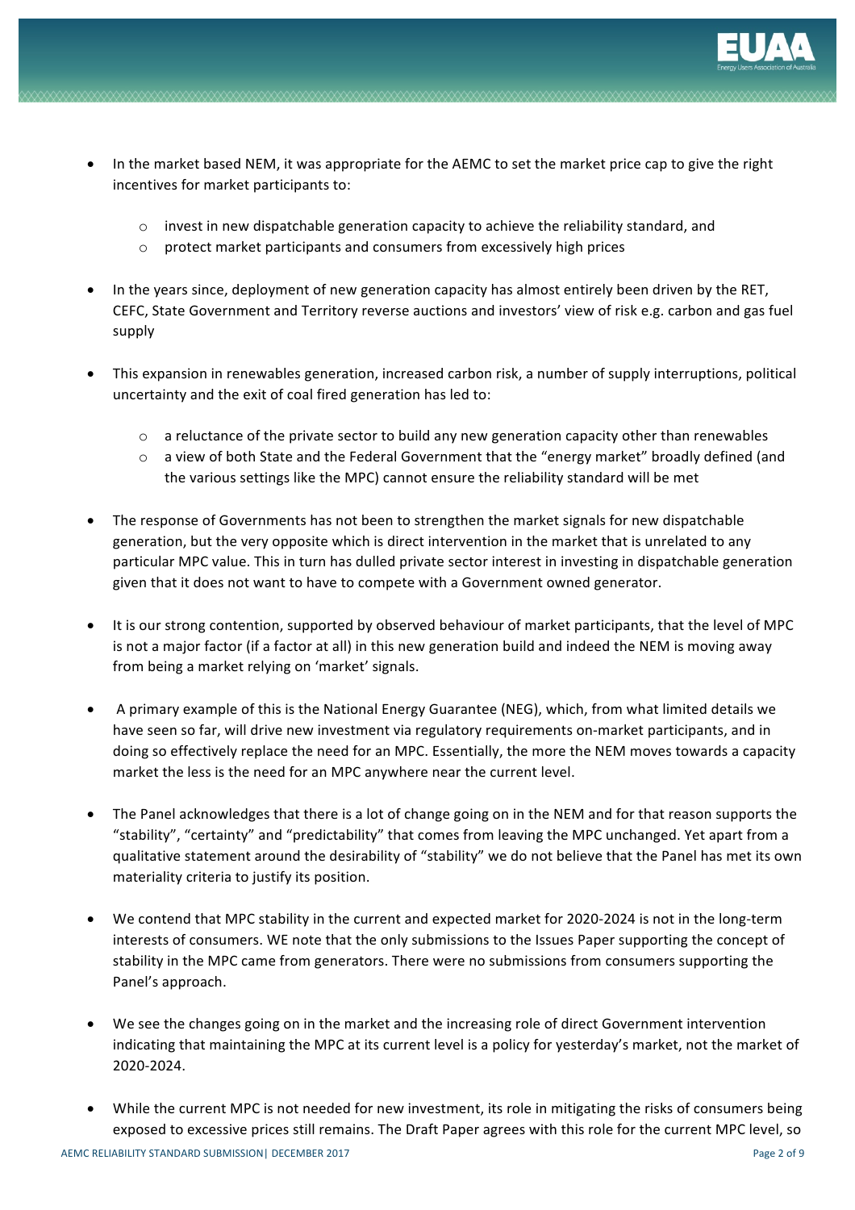- In the market based NEM, it was appropriate for the AEMC to set the market price cap to give the right incentives for market participants to:
  - invest in new dispatchable generation capacity to achieve the reliability standard, and
  - protect market participants and consumers from excessively high prices
- In the years since, deployment of new generation capacity has almost entirely been driven by the RET, CEFC, State Government and Territory reverse auctions and investors' view of risk e.g. carbon and gas fuel supply
- This expansion in renewables generation, increased carbon risk, a number of supply interruptions, political uncertainty and the exit of coal fired generation has led to:
  - a reluctance of the private sector to build any new generation capacity other than renewables
  - a view of both State and the Federal Government that the "energy market" broadly defined (and the various settings like the MPC) cannot ensure the reliability standard will be met
- The response of Governments has not been to strengthen the market signals for new dispatchable generation, but the very opposite which is direct intervention in the market that is unrelated to any particular MPC value. This in turn has dulled private sector interest in investing in dispatchable generation given that it does not want to have to compete with a Government owned generator.
- It is our strong contention, supported by observed behaviour of market participants, that the level of MPC is not a major factor (if a factor at all) in this new generation build and indeed the NEM is moving away from being a market relying on 'market' signals.
- A primary example of this is the National Energy Guarantee (NEG), which, from what limited details we have seen so far, will drive new investment via regulatory requirements on-market participants, and in doing so effectively replace the need for an MPC. Essentially, the more the NEM moves towards a capacity market the less is the need for an MPC anywhere near the current level.
- The Panel acknowledges that there is a lot of change going on in the NEM and for that reason supports the "stability", "certainty" and "predictability" that comes from leaving the MPC unchanged. Yet apart from a qualitative statement around the desirability of "stability" we do not believe that the Panel has met its own materiality criteria to justify its position.
- We contend that MPC stability in the current and expected market for 2020-2024 is not in the long-term interests of consumers. WE note that the only submissions to the Issues Paper supporting the concept of stability in the MPC came from generators. There were no submissions from consumers supporting the Panel's approach.
- We see the changes going on in the market and the increasing role of direct Government intervention indicating that maintaining the MPC at its current level is a policy for yesterday's market, not the market of 2020-2024.
- While the current MPC is not needed for new investment, its role in mitigating the risks of consumers being exposed to excessive prices still remains. The Draft Paper agrees with this role for the current MPC level, so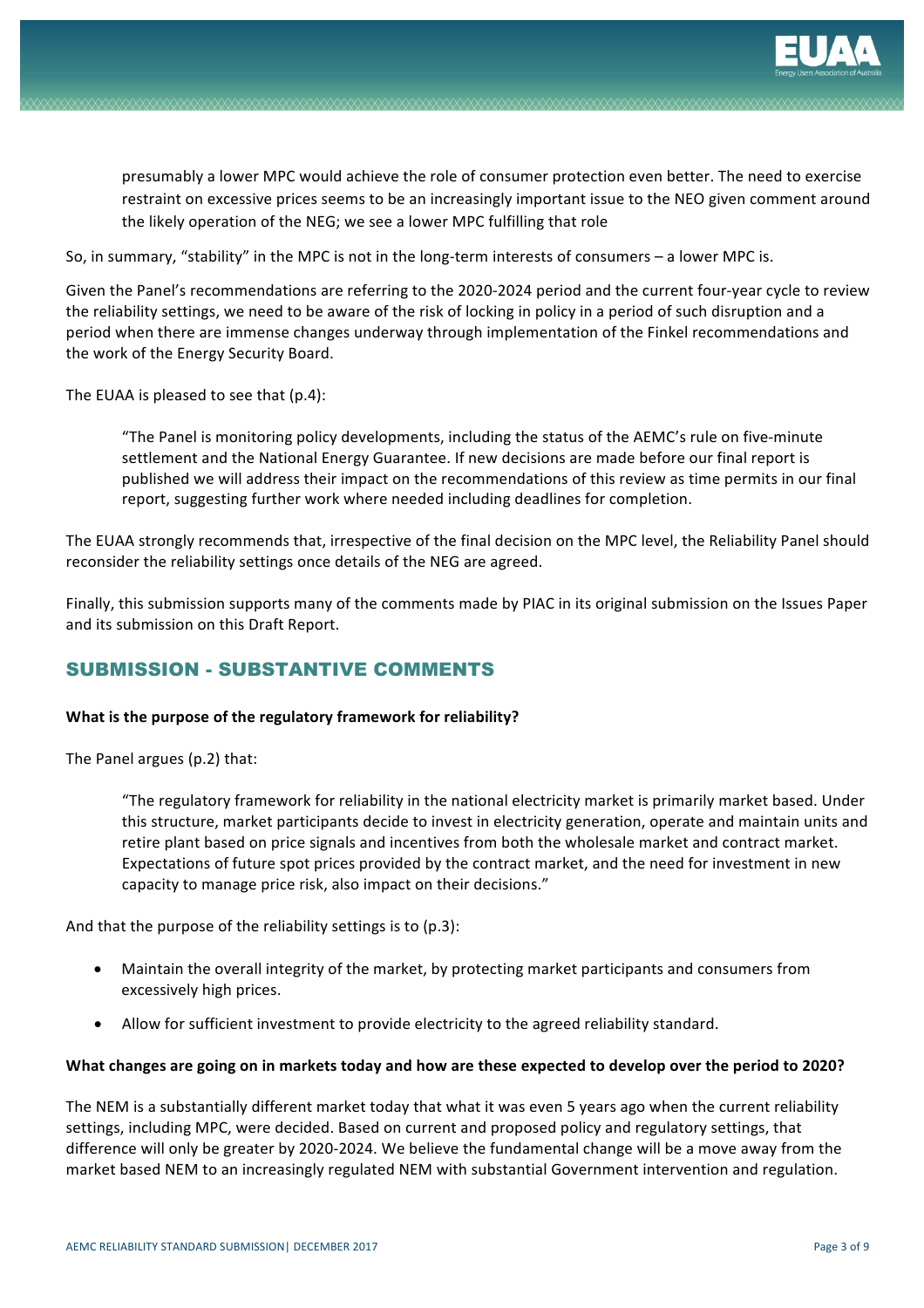> presumably a lower MPC would achieve the role of consumer protection even better. The need to exercise restraint on excessive prices seems to be an increasingly important issue to the NEO given comment around the likely operation of the NEG; we see a lower MPC fulfilling that role

So, in summary, "stability" in the MPC is not in the long-term interests of consumers – a lower MPC is.

Given the Panel's recommendations are referring to the 2020-2024 period and the current four-year cycle to review the reliability settings, we need to be aware of the risk of locking in policy in a period of such disruption and a period when there are immense changes underway through implementation of the Finkel recommendations and the work of the Energy Security Board.

The EUAA is pleased to see that (p.4):

> "The Panel is monitoring policy developments, including the status of the AEMC's rule on five-minute settlement and the National Energy Guarantee. If new decisions are made before our final report is published we will address their impact on the recommendations of this review as time permits in our final report, suggesting further work where needed including deadlines for completion.

The EUAA strongly recommends that, irrespective of the final decision on the MPC level, the Reliability Panel should reconsider the reliability settings once details of the NEG are agreed.

Finally, this submission supports many of the comments made by PIAC in its original submission on the Issues Paper and its submission on this Draft Report.

## SUBMISSION - SUBSTANTIVE COMMENTS

**What is the purpose of the regulatory framework for reliability?**

The Panel argues (p.2) that:

> "The regulatory framework for reliability in the national electricity market is primarily market based. Under this structure, market participants decide to invest in electricity generation, operate and maintain units and retire plant based on price signals and incentives from both the wholesale market and contract market. Expectations of future spot prices provided by the contract market, and the need for investment in new capacity to manage price risk, also impact on their decisions."

And that the purpose of the reliability settings is to (p.3):

- Maintain the overall integrity of the market, by protecting market participants and consumers from excessively high prices.
- Allow for sufficient investment to provide electricity to the agreed reliability standard.

**What changes are going on in markets today and how are these expected to develop over the period to 2020?**

The NEM is a substantially different market today that what it was even 5 years ago when the current reliability settings, including MPC, were decided. Based on current and proposed policy and regulatory settings, that difference will only be greater by 2020-2024. We believe the fundamental change will be a move away from the market based NEM to an increasingly regulated NEM with substantial Government intervention and regulation.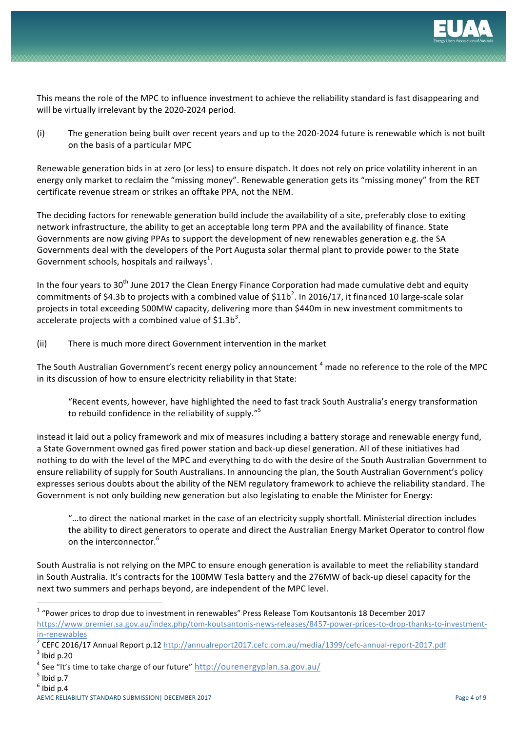This means the role of the MPC to influence investment to achieve the reliability standard is fast disappearing and will be virtually irrelevant by the 2020-2024 period.

(i) The generation being built over recent years and up to the 2020-2024 future is renewable which is not built on the basis of a particular MPC

Renewable generation bids in at zero (or less) to ensure dispatch. It does not rely on price volatility inherent in an energy only market to reclaim the "missing money". Renewable generation gets its "missing money" from the RET certificate revenue stream or strikes an offtake PPA, not the NEM.

The deciding factors for renewable generation build include the availability of a site, preferably close to exiting network infrastructure, the ability to get an acceptable long term PPA and the availability of finance. State Governments are now giving PPAs to support the development of new renewables generation e.g. the SA Governments deal with the developers of the Port Augusta solar thermal plant to provide power to the State Government schools, hospitals and railways[1].

In the four years to 30th June 2017 the Clean Energy Finance Corporation had made cumulative debt and equity commitments of $4.3b to projects with a combined value of $11b[2]. In 2016/17, it financed 10 large-scale solar projects in total exceeding 500MW capacity, delivering more than $440m in new investment commitments to accelerate projects with a combined value of $1.3b[3].

(ii) There is much more direct Government intervention in the market

The South Australian Government's recent energy policy announcement [4] made no reference to the role of the MPC in its discussion of how to ensure electricity reliability in that State:

> "Recent events, however, have highlighted the need to fast track South Australia's energy transformation to rebuild confidence in the reliability of supply."[5]

instead it laid out a policy framework and mix of measures including a battery storage and renewable energy fund, a State Government owned gas fired power station and back-up diesel generation. All of these initiatives had nothing to do with the level of the MPC and everything to do with the desire of the South Australian Government to ensure reliability of supply for South Australians. In announcing the plan, the South Australian Government's policy expresses serious doubts about the ability of the NEM regulatory framework to achieve the reliability standard. The Government is not only building new generation but also legislating to enable the Minister for Energy:

> "…to direct the national market in the case of an electricity supply shortfall. Ministerial direction includes the ability to direct generators to operate and direct the Australian Energy Market Operator to control flow on the interconnector.[6]

South Australia is not relying on the MPC to ensure enough generation is available to meet the reliability standard in South Australia. It's contracts for the 100MW Tesla battery and the 276MW of back-up diesel capacity for the next two summers and perhaps beyond, are independent of the MPC level.

---

[1] "Power prices to drop due to investment in renewables" Press Release Tom Koutsantonis 18 December 2017 https://www.premier.sa.gov.au/index.php/tom-koutsantonis-news-releases/8457-power-prices-to-drop-thanks-to-investment-in-renewables

[2] CEFC 2016/17 Annual Report p.12 http://annualreport2017.cefc.com.au/media/1399/cefc-annual-report-2017.pdf

[3] Ibid p.20

[4] See "It's time to take charge of our future" http://ourenergyplan.sa.gov.au/

[5] Ibid p.7

[6] Ibid p.4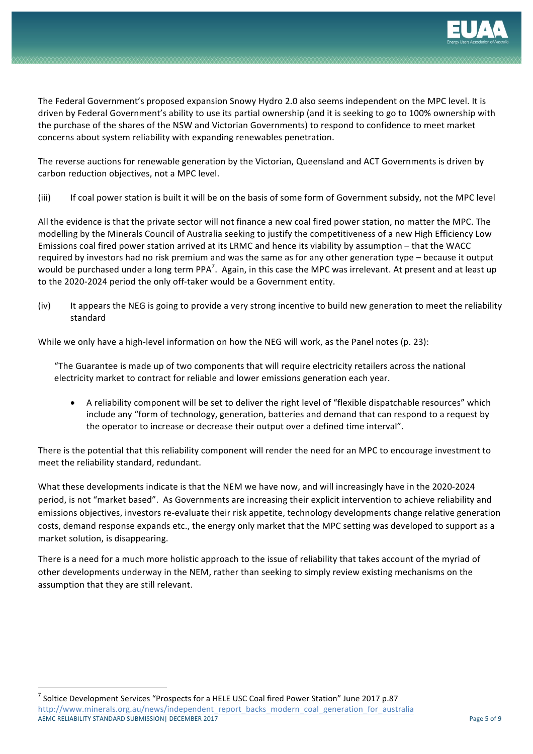The Federal Government's proposed expansion Snowy Hydro 2.0 also seems independent on the MPC level. It is driven by Federal Government's ability to use its partial ownership (and it is seeking to go to 100% ownership with the purchase of the shares of the NSW and Victorian Governments) to respond to confidence to meet market concerns about system reliability with expanding renewables penetration.

The reverse auctions for renewable generation by the Victorian, Queensland and ACT Governments is driven by carbon reduction objectives, not a MPC level.

(iii) If coal power station is built it will be on the basis of some form of Government subsidy, not the MPC level

All the evidence is that the private sector will not finance a new coal fired power station, no matter the MPC. The modelling by the Minerals Council of Australia seeking to justify the competitiveness of a new High Efficiency Low Emissions coal fired power station arrived at its LRMC and hence its viability by assumption – that the WACC required by investors had no risk premium and was the same as for any other generation type – because it output would be purchased under a long term PPA[7]. Again, in this case the MPC was irrelevant. At present and at least up to the 2020-2024 period the only off-taker would be a Government entity.

(iv) It appears the NEG is going to provide a very strong incentive to build new generation to meet the reliability standard

While we only have a high-level information on how the NEG will work, as the Panel notes (p. 23):

> "The Guarantee is made up of two components that will require electricity retailers across the national electricity market to contract for reliable and lower emissions generation each year.
>
> - A reliability component will be set to deliver the right level of "flexible dispatchable resources" which include any "form of technology, generation, batteries and demand that can respond to a request by the operator to increase or decrease their output over a defined time interval".

There is the potential that this reliability component will render the need for an MPC to encourage investment to meet the reliability standard, redundant.

What these developments indicate is that the NEM we have now, and will increasingly have in the 2020-2024 period, is not "market based". As Governments are increasing their explicit intervention to achieve reliability and emissions objectives, investors re-evaluate their risk appetite, technology developments change relative generation costs, demand response expands etc., the energy only market that the MPC setting was developed to support as a market solution, is disappearing.

There is a need for a much more holistic approach to the issue of reliability that takes account of the myriad of other developments underway in the NEM, rather than seeking to simply review existing mechanisms on the assumption that they are still relevant.

---

[7] Soltice Development Services "Prospects for a HELE USC Coal fired Power Station" June 2017 p.87 http://www.minerals.org.au/news/independent_report_backs_modern_coal_generation_for_australia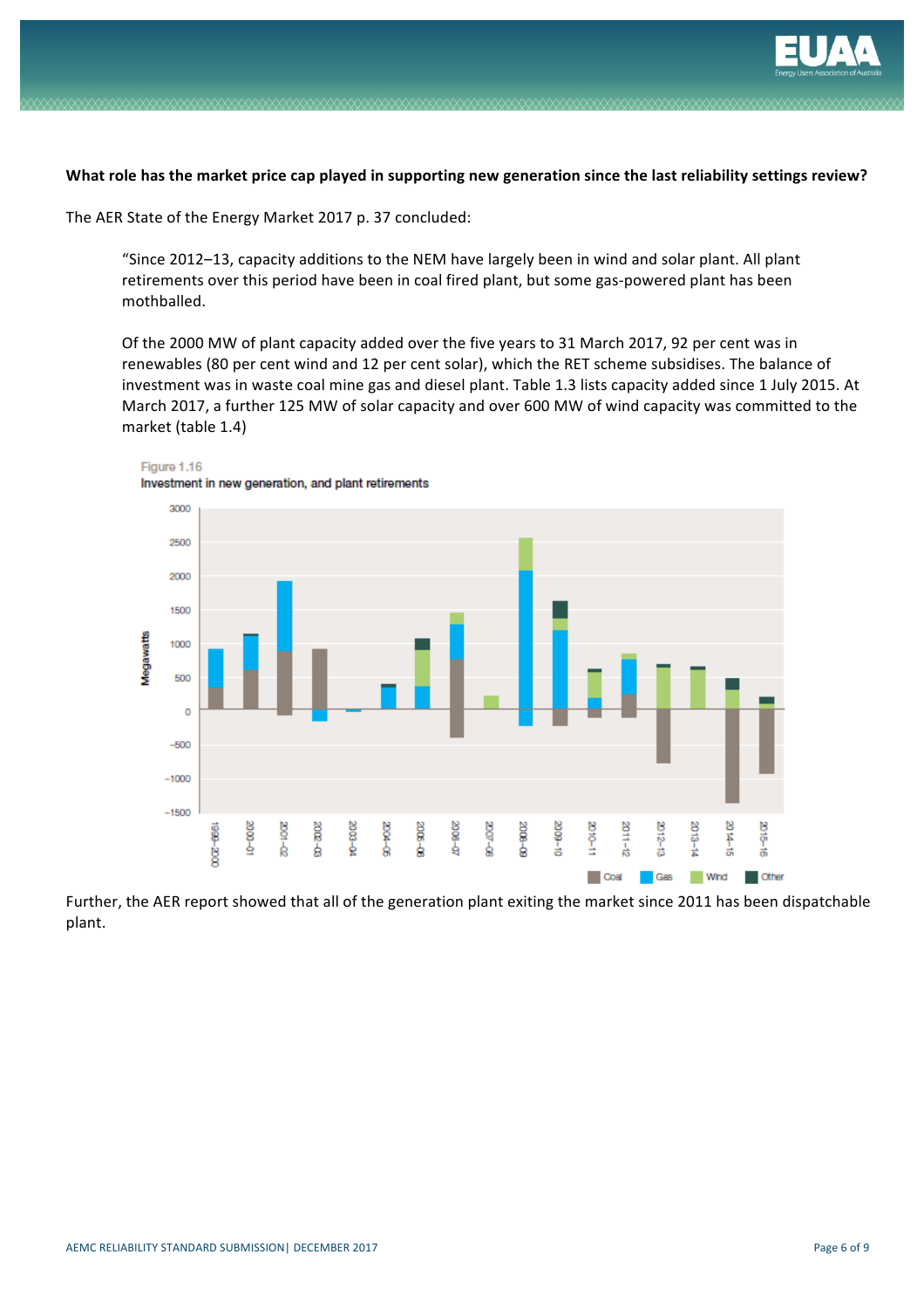**What role has the market price cap played in supporting new generation since the last reliability settings review?**

The AER State of the Energy Market 2017 p. 37 concluded:

> "Since 2012–13, capacity additions to the NEM have largely been in wind and solar plant. All plant retirements over this period have been in coal fired plant, but some gas-powered plant has been mothballed.
>
> Of the 2000 MW of plant capacity added over the five years to 31 March 2017, 92 per cent was in renewables (80 per cent wind and 12 per cent solar), which the RET scheme subsidises. The balance of investment was in waste coal mine gas and diesel plant. Table 1.3 lists capacity added since 1 July 2015. At March 2017, a further 125 MW of solar capacity and over 600 MW of wind capacity was committed to the market (table 1.4)

Figure 1.16
Investment in new generation, and plant retirements

Further, the AER report showed that all of the generation plant exiting the market since 2011 has been dispatchable plant.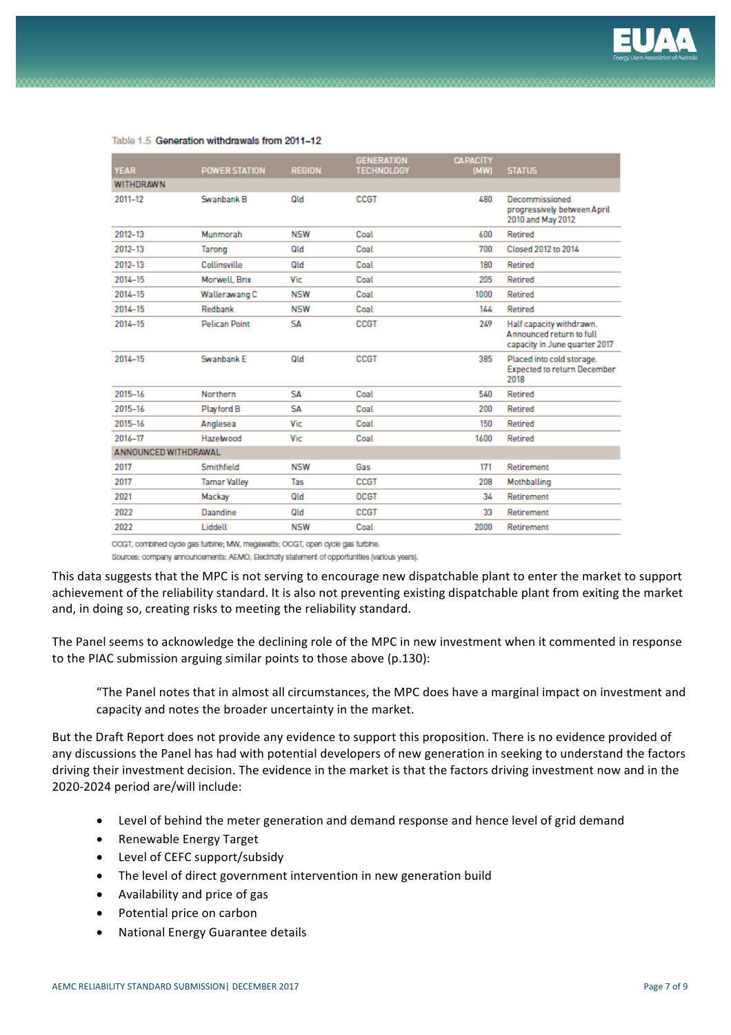Table 1.5 Generation withdrawals from 2011–12

| YEAR | POWER STATION | REGION | GENERATION TECHNOLOGY | CAPACITY (MW) | STATUS |
|---|---|---|---|---|---|
| WITHDRAWN | | | | | |
| 2011–12 | Swanbank B | Qld | CCGT | 480 | Decommissioned progressively between April 2010 and May 2012 |
| 2012–13 | Munmorah | NSW | Coal | 600 | Retired |
| 2012–13 | Tarong | Qld | Coal | 700 | Closed 2012 to 2014 |
| 2012–13 | Collinsville | Qld | Coal | 180 | Retired |
| 2014–15 | Morwell, Brix | Vic | Coal | 205 | Retired |
| 2014–15 | Wallerawang C | NSW | Coal | 1000 | Retired |
| 2014–15 | Redbank | NSW | Coal | 144 | Retired |
| 2014–15 | Pelican Point | SA | CCGT | 249 | Half capacity withdrawn. Announced return to full capacity in June quarter 2017 |
| 2014–15 | Swanbank E | Qld | CCGT | 385 | Placed into cold storage. Expected to return December 2018 |
| 2015–16 | Northern | SA | Coal | 540 | Retired |
| 2015–16 | Playford B | SA | Coal | 200 | Retired |
| 2015–16 | Anglesea | Vic | Coal | 150 | Retired |
| 2016–17 | Hazelwood | Vic | Coal | 1600 | Retired |
| ANNOUNCED WITHDRAWAL | | | | | |
| 2017 | Smithfield | NSW | Gas | 171 | Retirement |
| 2017 | Tamar Valley | Tas | CCGT | 208 | Mothballing |
| 2021 | Mackay | Qld | OCGT | 34 | Retirement |
| 2022 | Daandine | Qld | CCGT | 33 | Retirement |
| 2022 | Liddell | NSW | Coal | 2000 | Retirement |

CCGT, combined cycle gas turbine; MW, megawatts; OCGT, open cycle gas turbine.
Sources: company announcements; AEMO, Electricity statement of opportunities (various years).

This data suggests that the MPC is not serving to encourage new dispatchable plant to enter the market to support achievement of the reliability standard. It is also not preventing existing dispatchable plant from exiting the market and, in doing so, creating risks to meeting the reliability standard.

The Panel seems to acknowledge the declining role of the MPC in new investment when it commented in response to the PIAC submission arguing similar points to those above (p.130):

> "The Panel notes that in almost all circumstances, the MPC does have a marginal impact on investment and capacity and notes the broader uncertainty in the market.

But the Draft Report does not provide any evidence to support this proposition. There is no evidence provided of any discussions the Panel has had with potential developers of new generation in seeking to understand the factors driving their investment decision. The evidence in the market is that the factors driving investment now and in the 2020-2024 period are/will include:

- Level of behind the meter generation and demand response and hence level of grid demand
- Renewable Energy Target
- Level of CEFC support/subsidy
- The level of direct government intervention in new generation build
- Availability and price of gas
- Potential price on carbon
- National Energy Guarantee details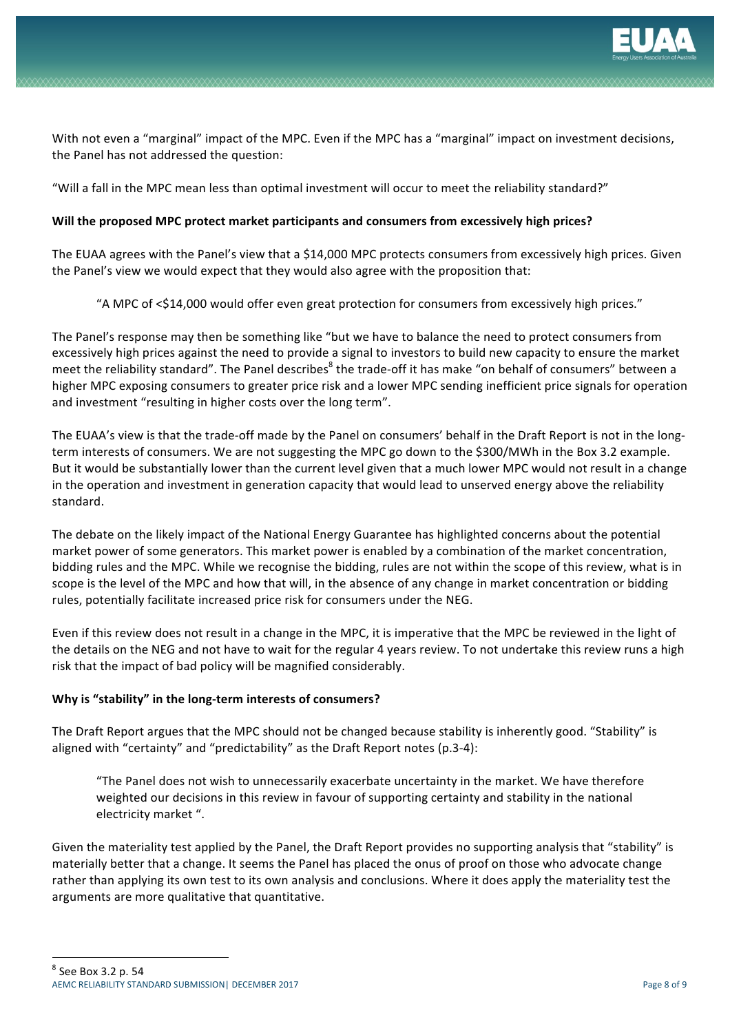With not even a "marginal" impact of the MPC. Even if the MPC has a "marginal" impact on investment decisions, the Panel has not addressed the question:

"Will a fall in the MPC mean less than optimal investment will occur to meet the reliability standard?"

**Will the proposed MPC protect market participants and consumers from excessively high prices?**

The EUAA agrees with the Panel's view that a $14,000 MPC protects consumers from excessively high prices. Given the Panel's view we would expect that they would also agree with the proposition that:

> "A MPC of <$14,000 would offer even great protection for consumers from excessively high prices."

The Panel's response may then be something like "but we have to balance the need to protect consumers from excessively high prices against the need to provide a signal to investors to build new capacity to ensure the market meet the reliability standard". The Panel describes[8] the trade-off it has make "on behalf of consumers" between a higher MPC exposing consumers to greater price risk and a lower MPC sending inefficient price signals for operation and investment "resulting in higher costs over the long term".

The EUAA's view is that the trade-off made by the Panel on consumers' behalf in the Draft Report is not in the long-term interests of consumers. We are not suggesting the MPC go down to the $300/MWh in the Box 3.2 example. But it would be substantially lower than the current level given that a much lower MPC would not result in a change in the operation and investment in generation capacity that would lead to unserved energy above the reliability standard.

The debate on the likely impact of the National Energy Guarantee has highlighted concerns about the potential market power of some generators. This market power is enabled by a combination of the market concentration, bidding rules and the MPC. While we recognise the bidding, rules are not within the scope of this review, what is in scope is the level of the MPC and how that will, in the absence of any change in market concentration or bidding rules, potentially facilitate increased price risk for consumers under the NEG.

Even if this review does not result in a change in the MPC, it is imperative that the MPC be reviewed in the light of the details on the NEG and not have to wait for the regular 4 years review. To not undertake this review runs a high risk that the impact of bad policy will be magnified considerably.

**Why is "stability" in the long-term interests of consumers?**

The Draft Report argues that the MPC should not be changed because stability is inherently good. "Stability" is aligned with "certainty" and "predictability" as the Draft Report notes (p.3-4):

> "The Panel does not wish to unnecessarily exacerbate uncertainty in the market. We have therefore weighted our decisions in this review in favour of supporting certainty and stability in the national electricity market ".

Given the materiality test applied by the Panel, the Draft Report provides no supporting analysis that "stability" is materially better that a change. It seems the Panel has placed the onus of proof on those who advocate change rather than applying its own test to its own analysis and conclusions. Where it does apply the materiality test the arguments are more qualitative that quantitative.

---

[8] See Box 3.2 p. 54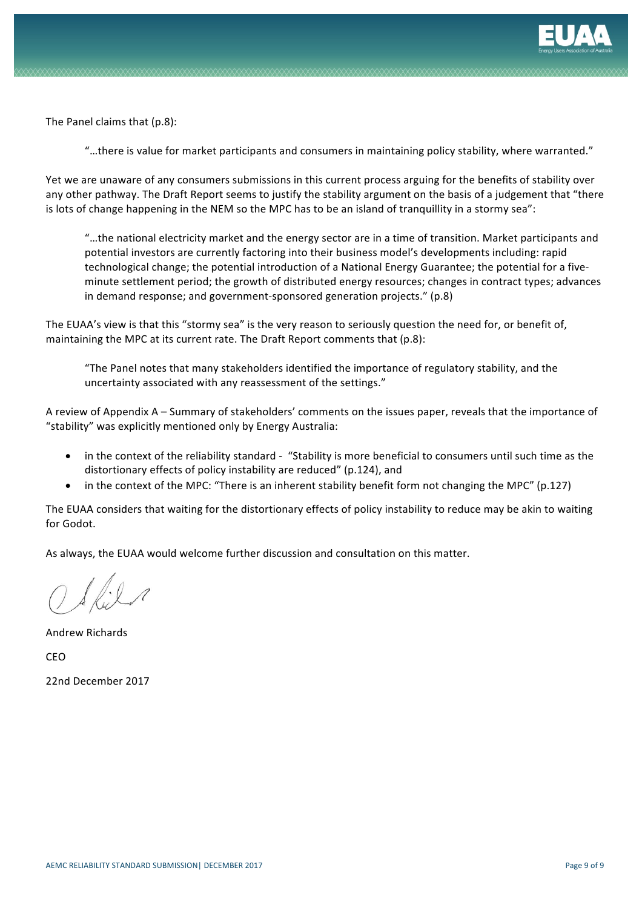The Panel claims that (p.8):

> "…there is value for market participants and consumers in maintaining policy stability, where warranted."

Yet we are unaware of any consumers submissions in this current process arguing for the benefits of stability over any other pathway. The Draft Report seems to justify the stability argument on the basis of a judgement that "there is lots of change happening in the NEM so the MPC has to be an island of tranquillity in a stormy sea":

> "…the national electricity market and the energy sector are in a time of transition. Market participants and potential investors are currently factoring into their business model's developments including: rapid technological change; the potential introduction of a National Energy Guarantee; the potential for a five-minute settlement period; the growth of distributed energy resources; changes in contract types; advances in demand response; and government-sponsored generation projects." (p.8)

The EUAA's view is that this "stormy sea" is the very reason to seriously question the need for, or benefit of, maintaining the MPC at its current rate. The Draft Report comments that (p.8):

> "The Panel notes that many stakeholders identified the importance of regulatory stability, and the uncertainty associated with any reassessment of the settings."

A review of Appendix A – Summary of stakeholders' comments on the issues paper, reveals that the importance of "stability" was explicitly mentioned only by Energy Australia:

- in the context of the reliability standard - "Stability is more beneficial to consumers until such time as the distortionary effects of policy instability are reduced" (p.124), and
- in the context of the MPC: "There is an inherent stability benefit form not changing the MPC" (p.127)

The EUAA considers that waiting for the distortionary effects of policy instability to reduce may be akin to waiting for Godot.

As always, the EUAA would welcome further discussion and consultation on this matter.

Andrew Richards

CEO

22nd December 2017